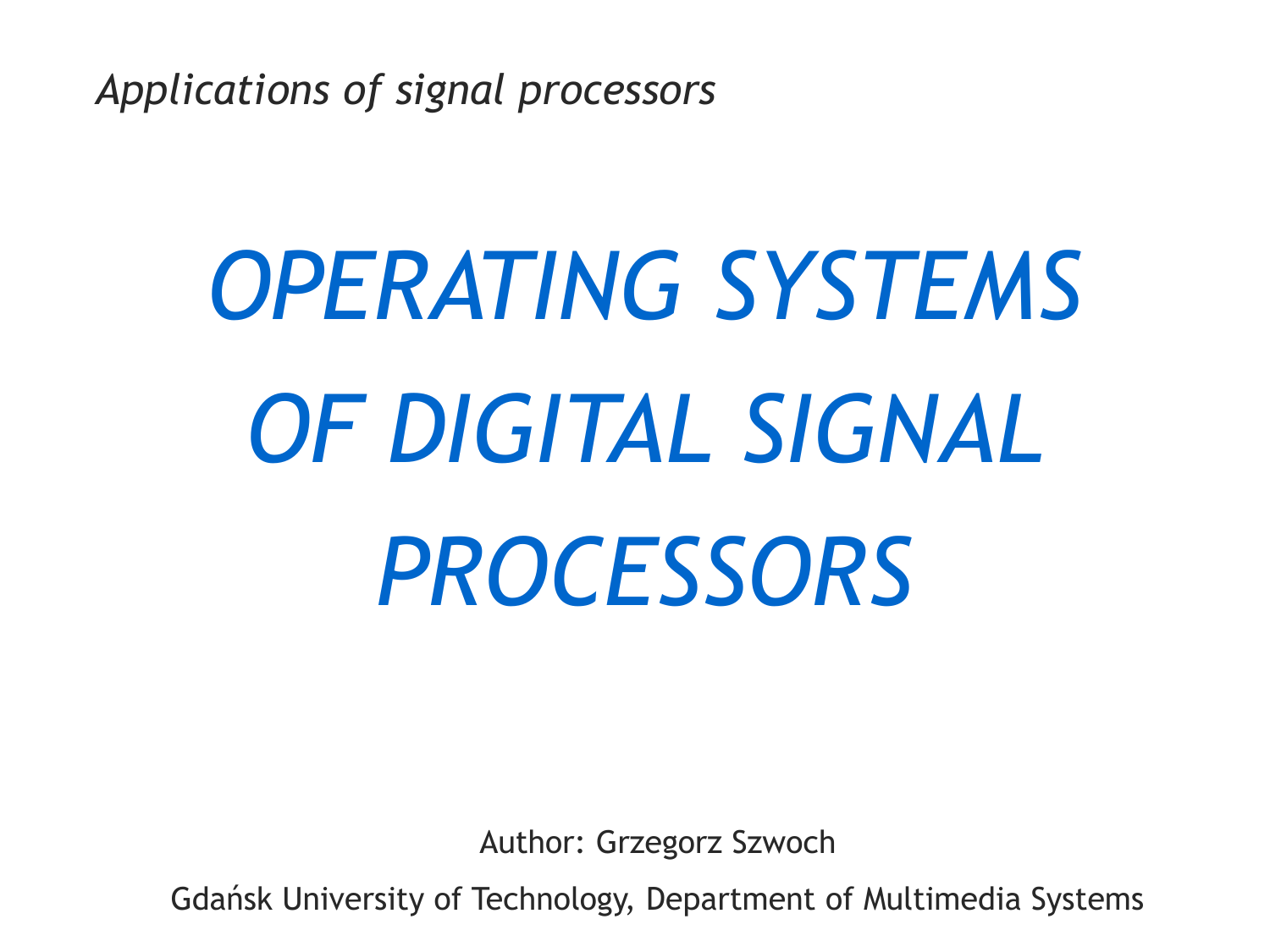*Applications of signal processors*

# *OPERATING SYSTEMS OF DIGITAL SIGNAL PROCESSORS*

Author: Grzegorz Szwoch

Gdańsk University of Technology, Department of Multimedia Systems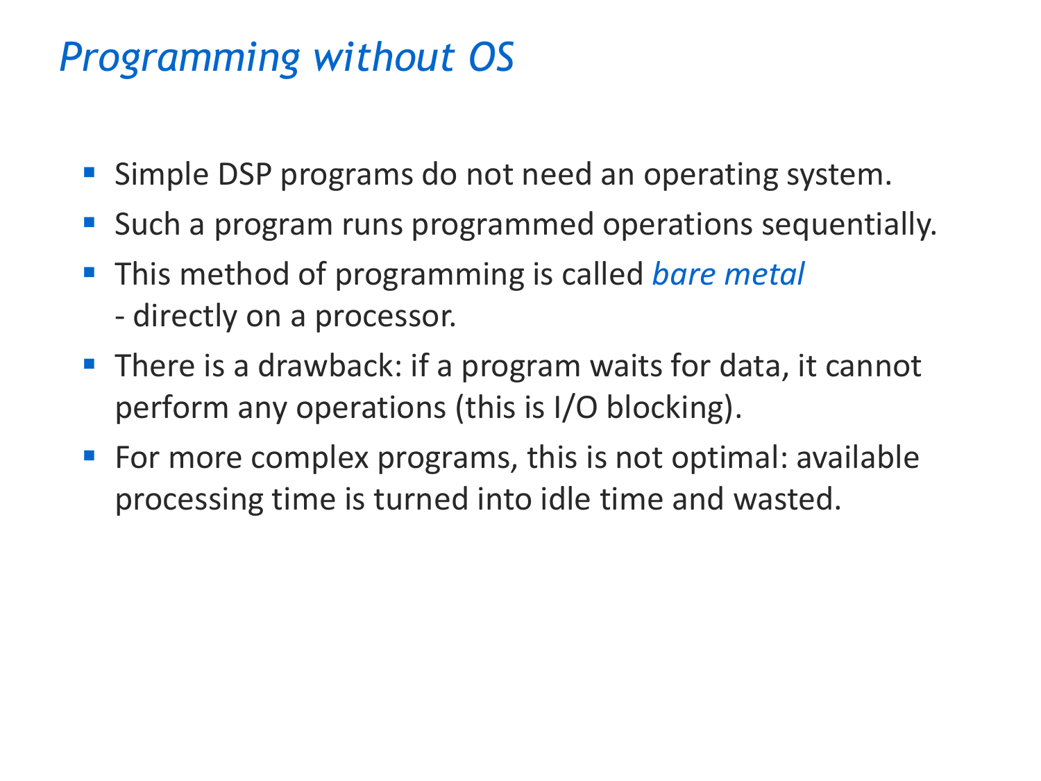# *Programming without OS*

- Simple DSP programs do not need an operating system.
- Such a program runs programmed operations sequentially.
- This method of programming is called *bare metal*
  - directly on a processor.
- There is a drawback: if a program waits for data, it cannot perform any operations (this is I/O blocking).
- For more complex programs, this is not optimal: available processing time is turned into idle time and wasted.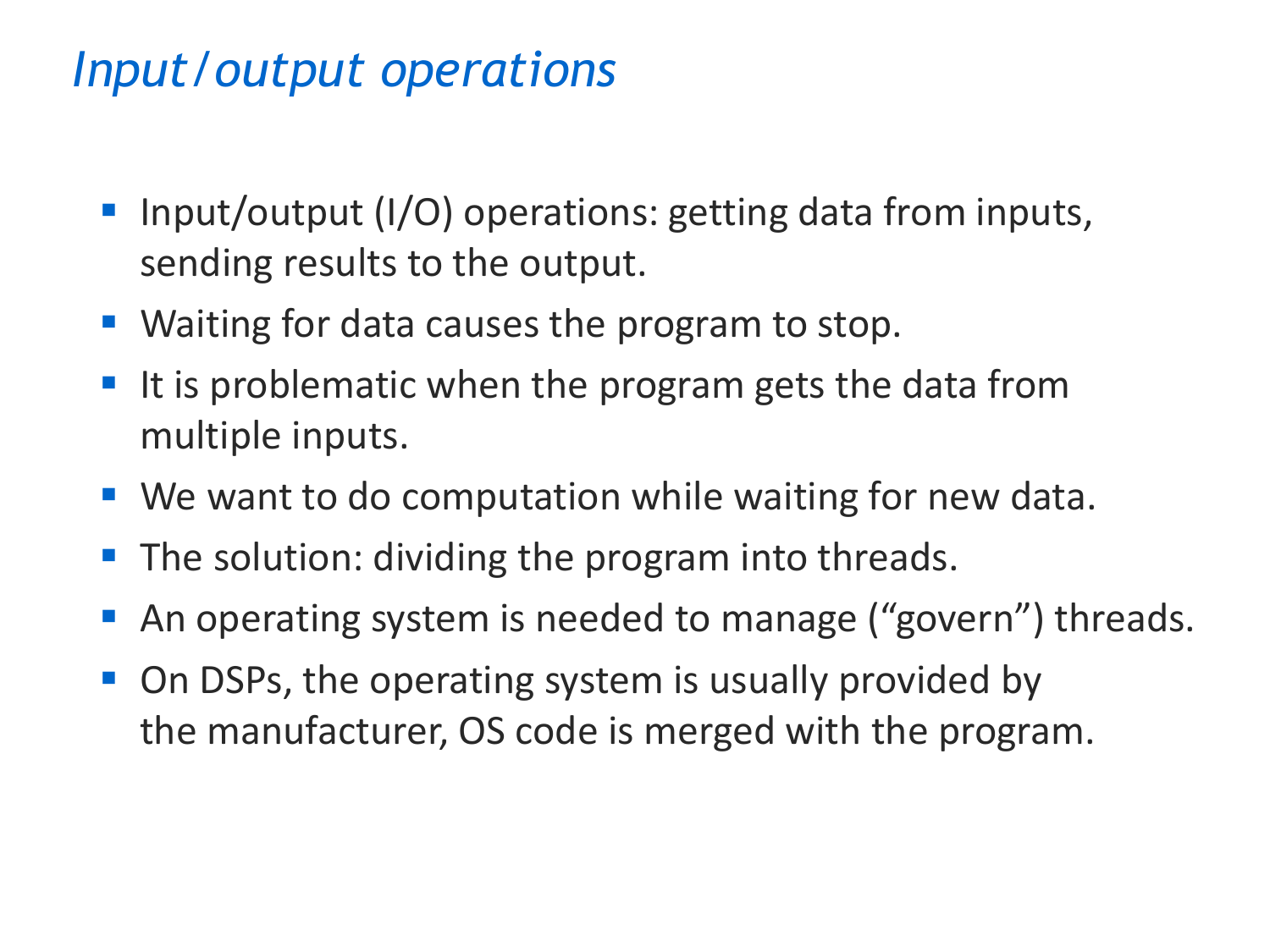# *Input/output operations*

- Input/output (I/O) operations: getting data from inputs, sending results to the output.
- Waiting for data causes the program to stop.
- It is problematic when the program gets the data from multiple inputs.
- We want to do computation while waiting for new data.
- The solution: dividing the program into threads.
- An operating system is needed to manage (“govern”) threads.
- On DSPs, the operating system is usually provided by the manufacturer, OS code is merged with the program.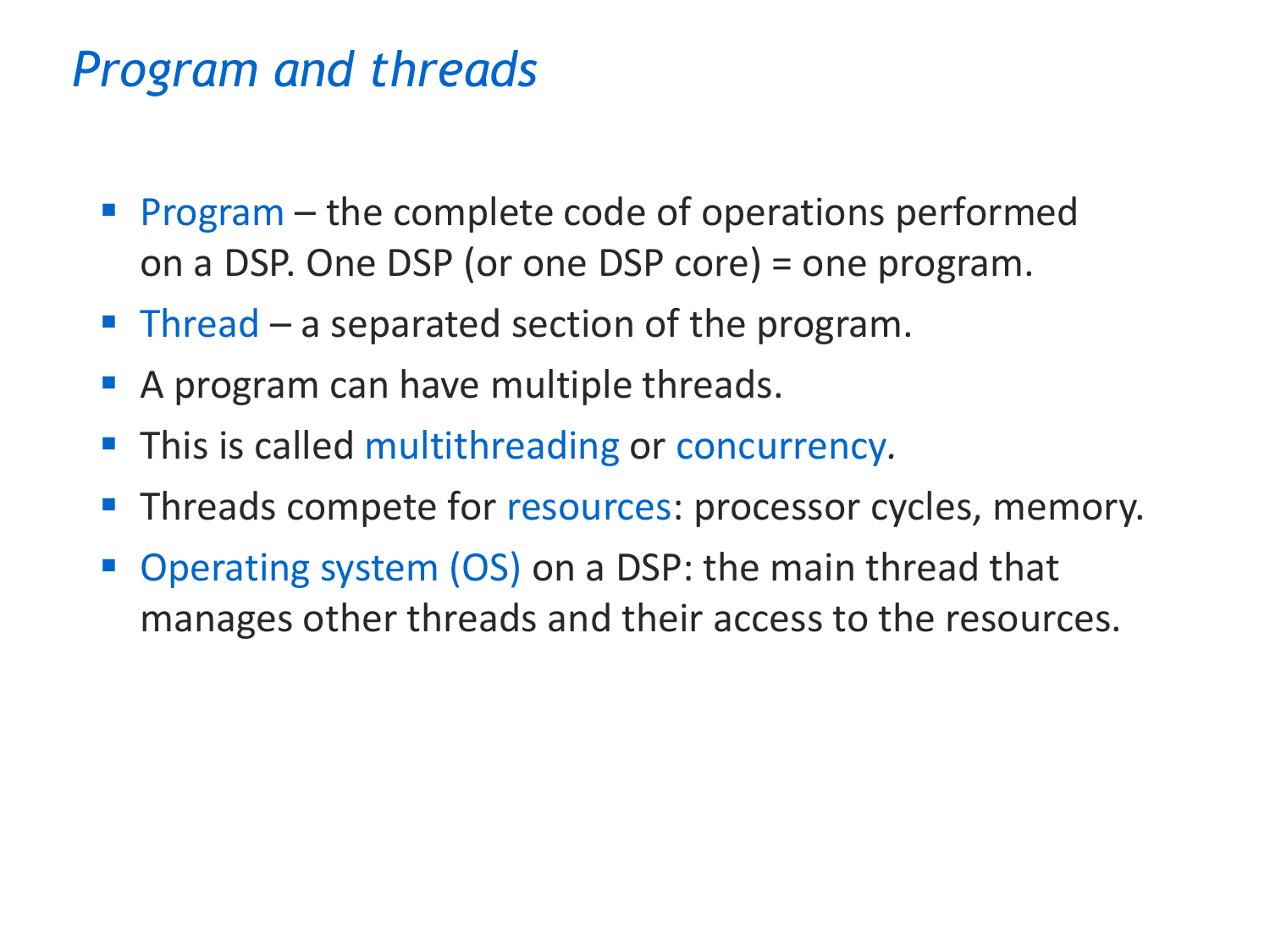# *Program and threads*

- Program – the complete code of operations performed on a DSP. One DSP (or one DSP core) = one program.
- Thread – a separated section of the program.
- A program can have multiple threads.
- This is called multithreading or concurrency.
- Threads compete for resources: processor cycles, memory.
- Operating system (OS) on a DSP: the main thread that manages other threads and their access to the resources.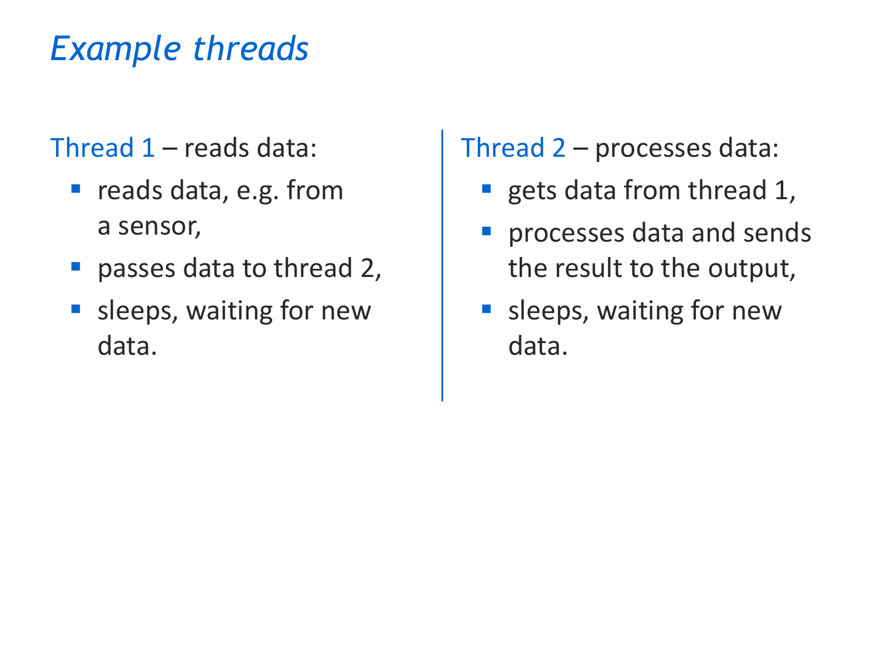# *Example threads*

Thread 1 – reads data:

- reads data, e.g. from a sensor,
- passes data to thread 2,
- sleeps, waiting for new data.

Thread 2 – processes data:

- gets data from thread 1,
- processes data and sends the result to the output,
- sleeps, waiting for new data.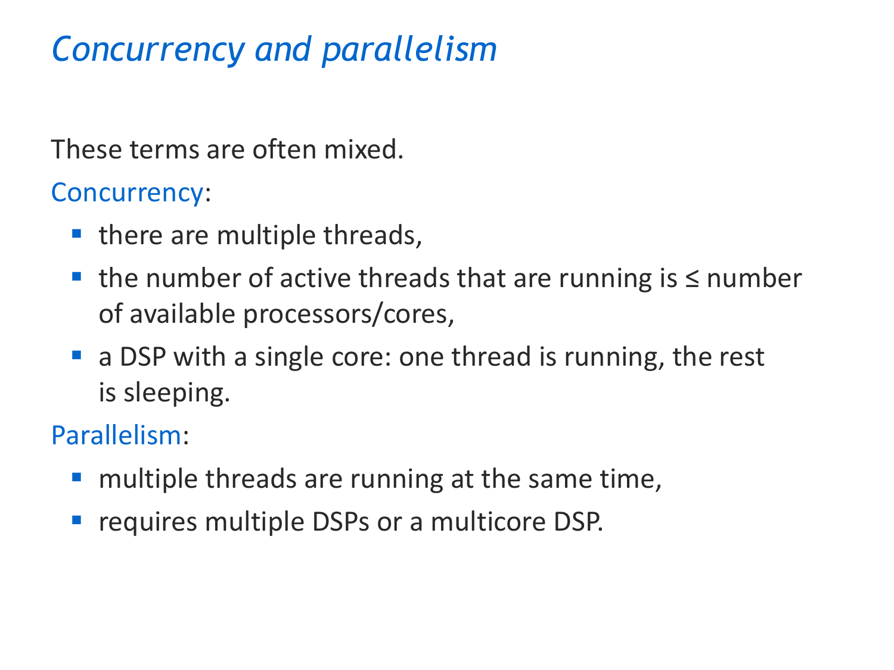# *Concurrency and parallelism*

These terms are often mixed.

Concurrency:

- there are multiple threads,
- the number of active threads that are running is ≤ number of available processors/cores,
- a DSP with a single core: one thread is running, the rest is sleeping.

Parallelism:

- multiple threads are running at the same time,
- requires multiple DSPs or a multicore DSP.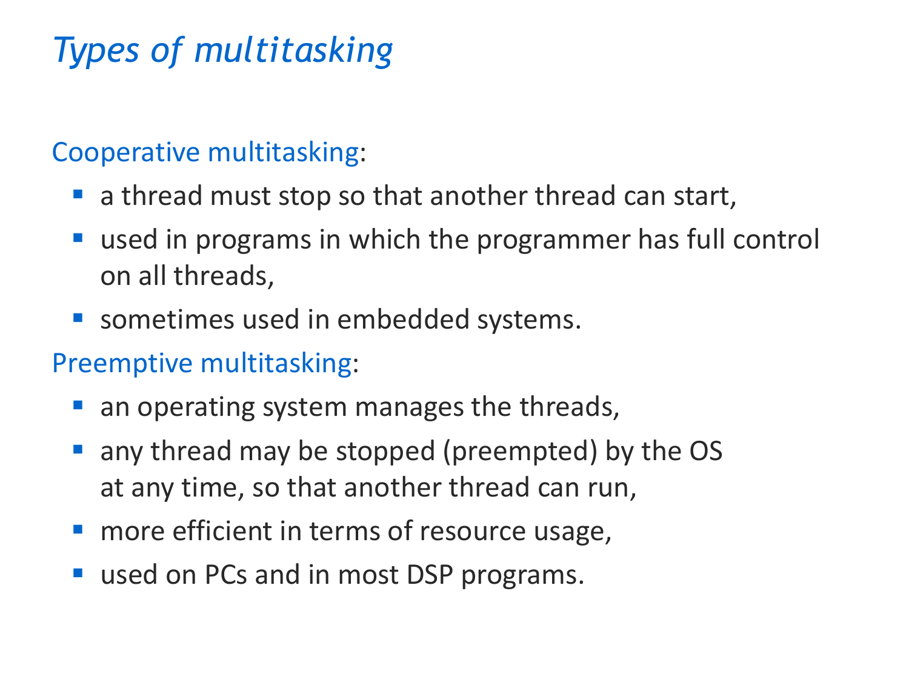# *Types of multitasking*

Cooperative multitasking:

- a thread must stop so that another thread can start,
- used in programs in which the programmer has full control on all threads,
- sometimes used in embedded systems.

Preemptive multitasking:

- an operating system manages the threads,
- any thread may be stopped (preempted) by the OS at any time, so that another thread can run,
- more efficient in terms of resource usage,
- used on PCs and in most DSP programs.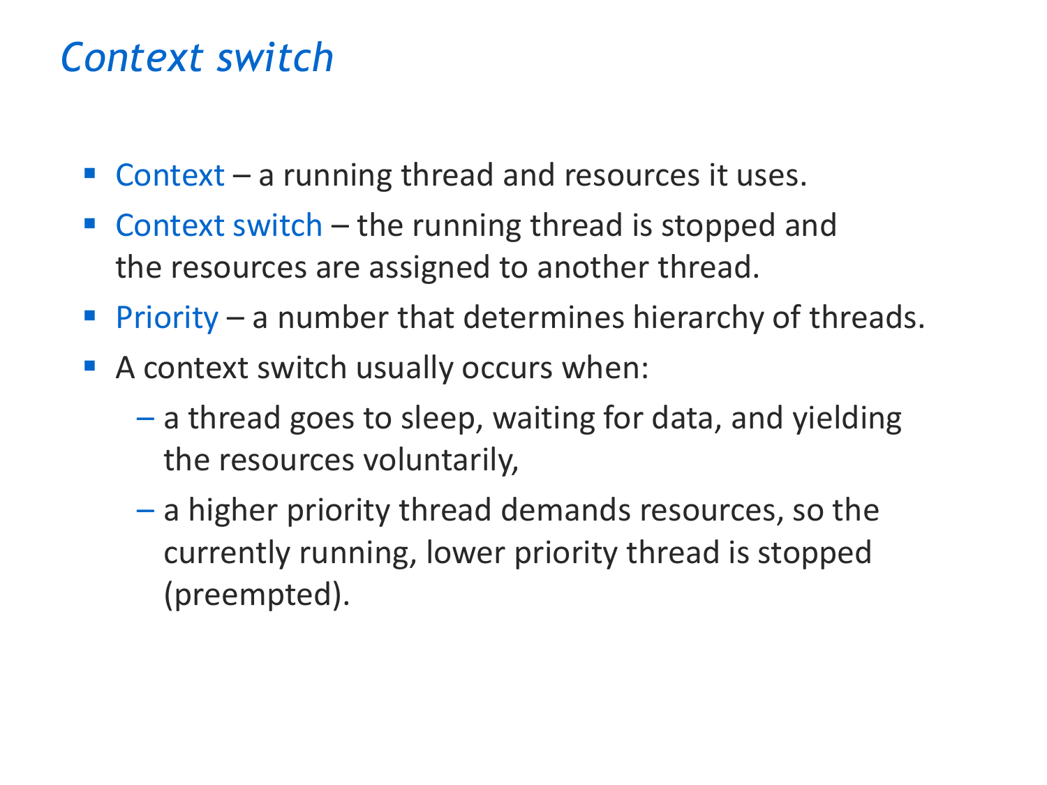# *Context switch*

- Context – a running thread and resources it uses.
- Context switch – the running thread is stopped and the resources are assigned to another thread.
- Priority – a number that determines hierarchy of threads.
- A context switch usually occurs when:
  - a thread goes to sleep, waiting for data, and yielding the resources voluntarily,
  - a higher priority thread demands resources, so the currently running, lower priority thread is stopped (preempted).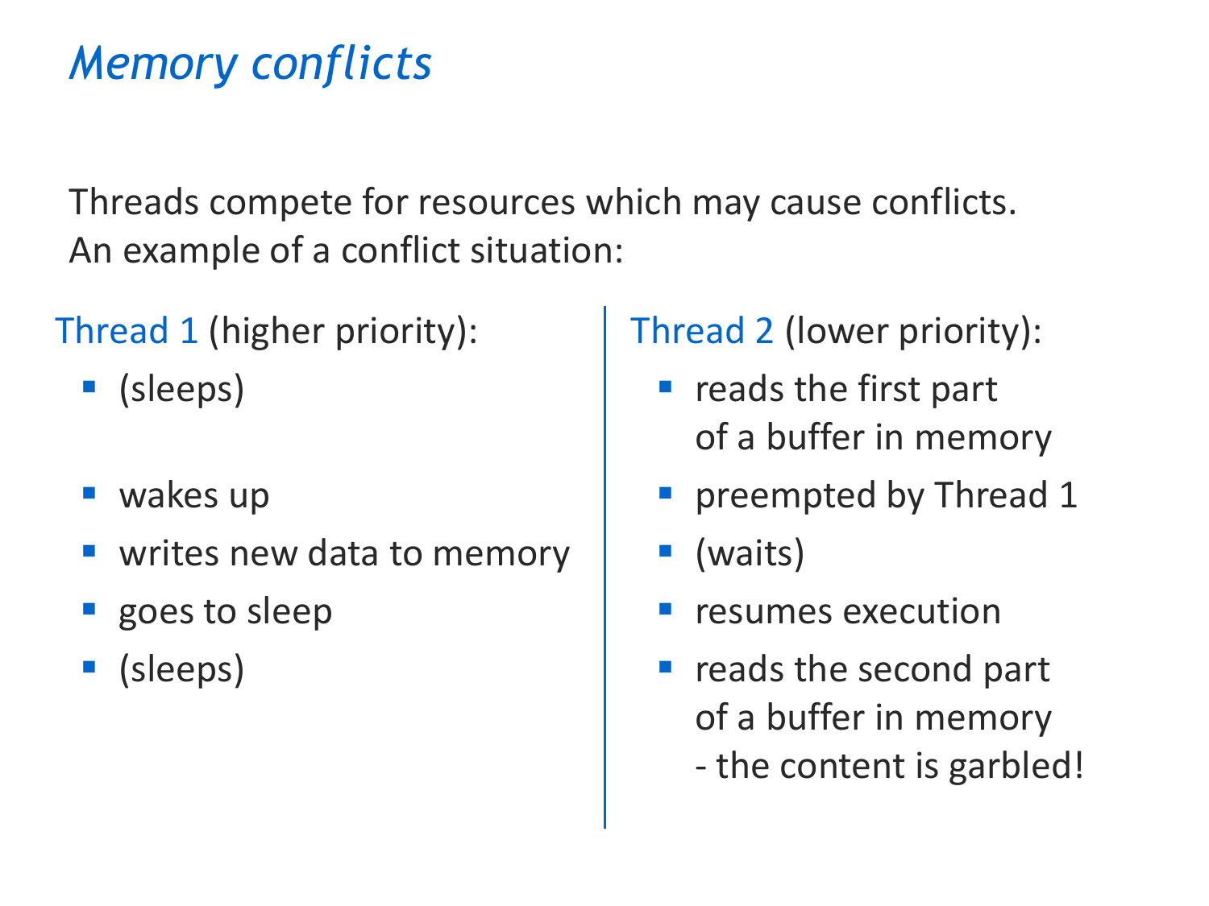# *Memory conflicts*

Threads compete for resources which may cause conflicts.
An example of a conflict situation:

Thread 1 (higher priority):

- (sleeps)
- wakes up
- writes new data to memory
- goes to sleep
- (sleeps)

Thread 2 (lower priority):

- reads the first part of a buffer in memory
- preempted by Thread 1
- (waits)
- resumes execution
- reads the second part of a buffer in memory - the content is garbled!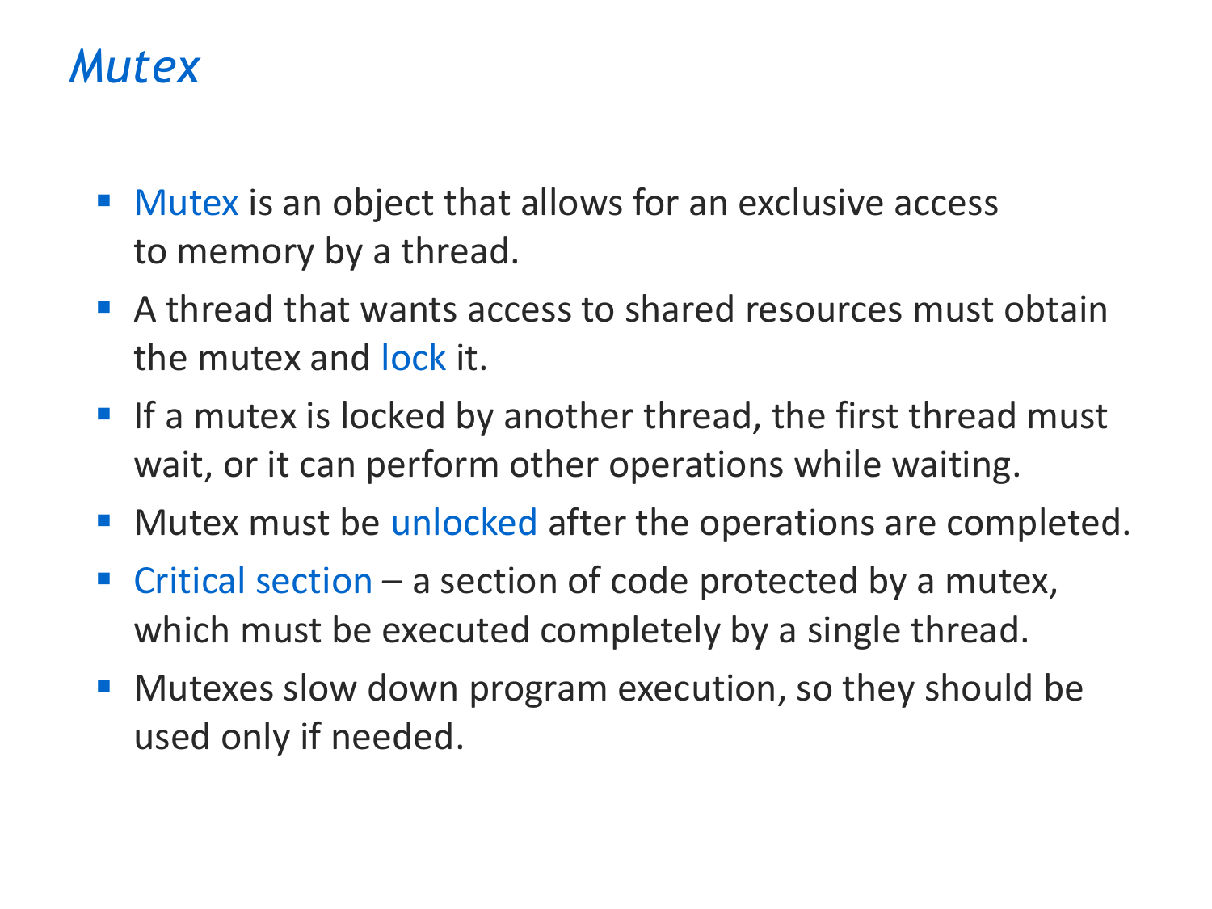# Mutex

- Mutex is an object that allows for an exclusive access to memory by a thread.
- A thread that wants access to shared resources must obtain the mutex and lock it.
- If a mutex is locked by another thread, the first thread must wait, or it can perform other operations while waiting.
- Mutex must be unlocked after the operations are completed.
- Critical section – a section of code protected by a mutex, which must be executed completely by a single thread.
- Mutexes slow down program execution, so they should be used only if needed.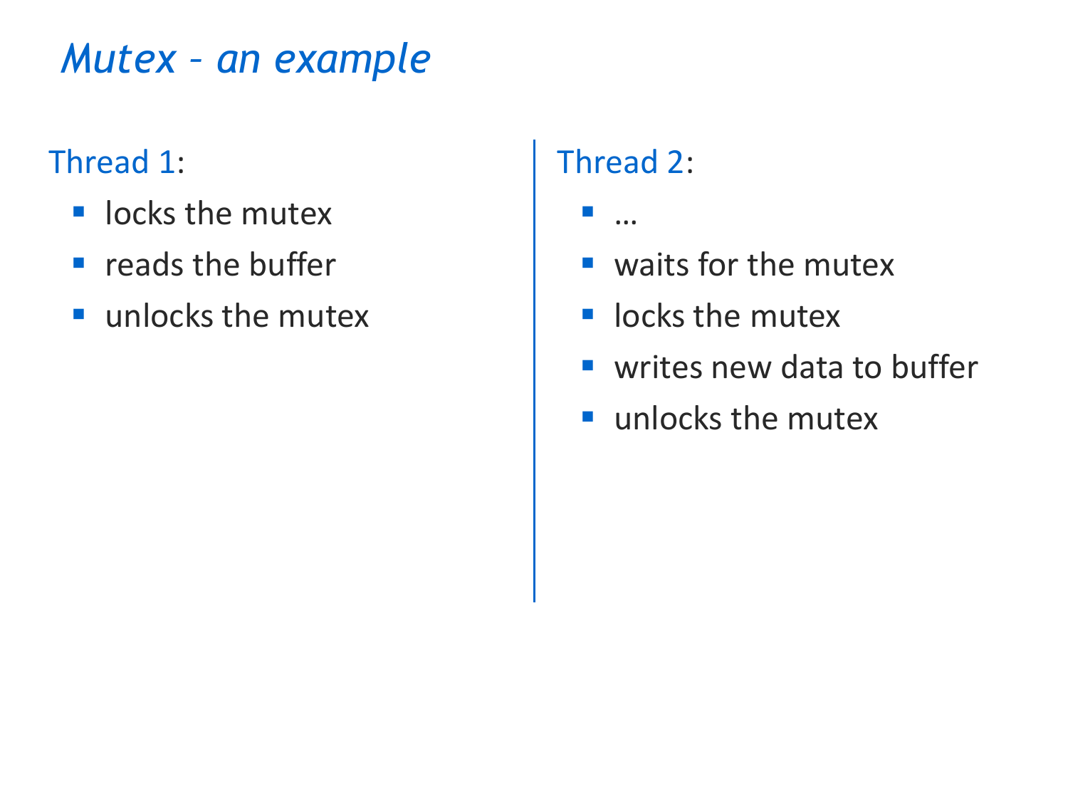# *Mutex – an example*

Thread 1:

- locks the mutex
- reads the buffer
- unlocks the mutex

Thread 2:

- …
- waits for the mutex
- locks the mutex
- writes new data to buffer
- unlocks the mutex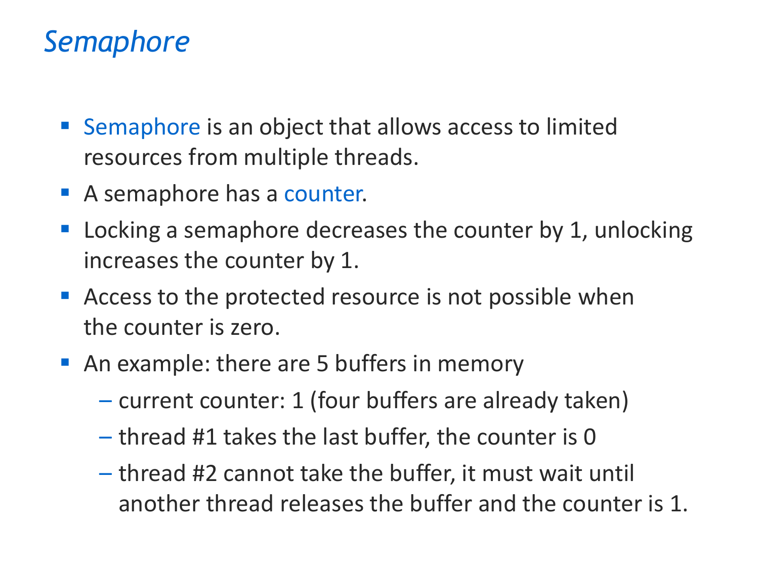# *Semaphore*

- Semaphore is an object that allows access to limited resources from multiple threads.
- A semaphore has a counter.
- Locking a semaphore decreases the counter by 1, unlocking increases the counter by 1.
- Access to the protected resource is not possible when the counter is zero.
- An example: there are 5 buffers in memory
  - current counter: 1 (four buffers are already taken)
  - thread #1 takes the last buffer, the counter is 0
  - thread #2 cannot take the buffer, it must wait until another thread releases the buffer and the counter is 1.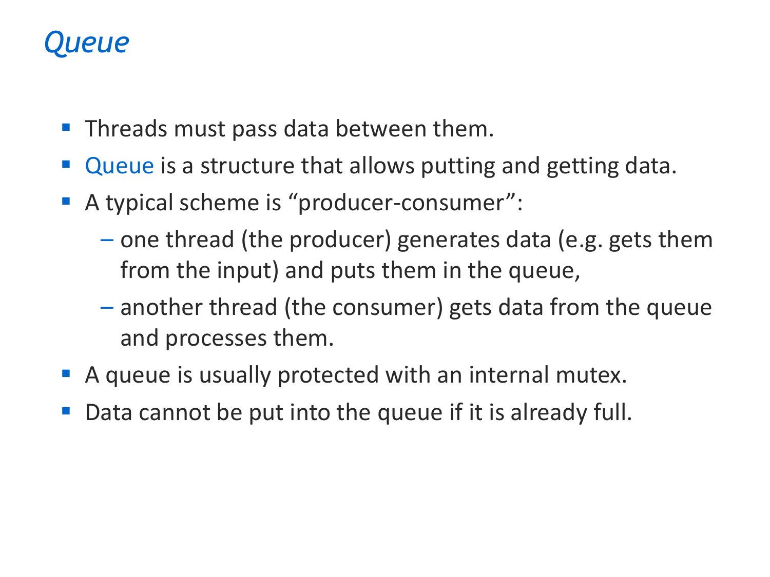# *Queue*

- Threads must pass data between them.
- Queue is a structure that allows putting and getting data.
- A typical scheme is “producer-consumer”:
  - one thread (the producer) generates data (e.g. gets them from the input) and puts them in the queue,
  - another thread (the consumer) gets data from the queue and processes them.
- A queue is usually protected with an internal mutex.
- Data cannot be put into the queue if it is already full.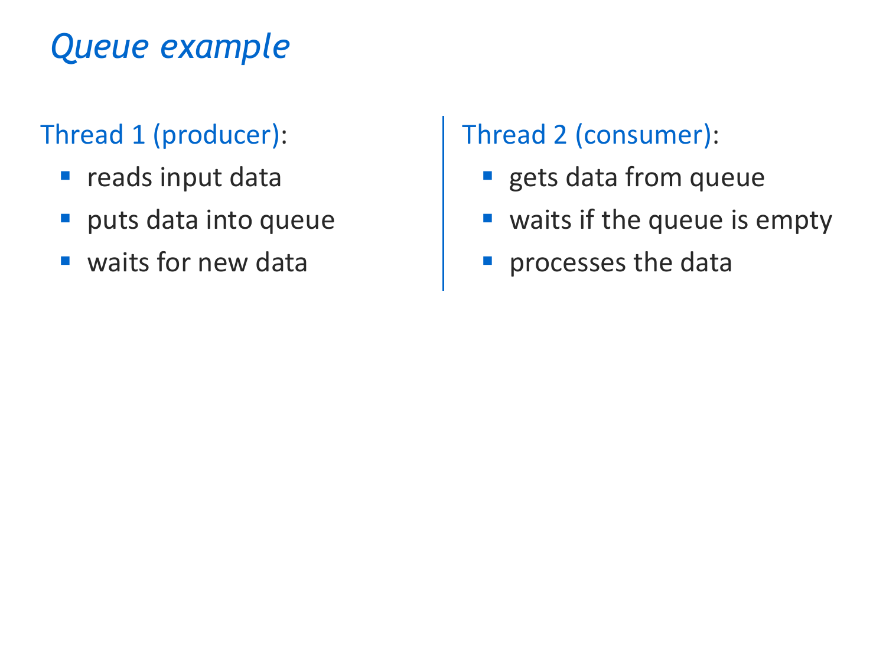# *Queue example*

Thread 1 (producer):

- reads input data
- puts data into queue
- waits for new data

Thread 2 (consumer):

- gets data from queue
- waits if the queue is empty
- processes the data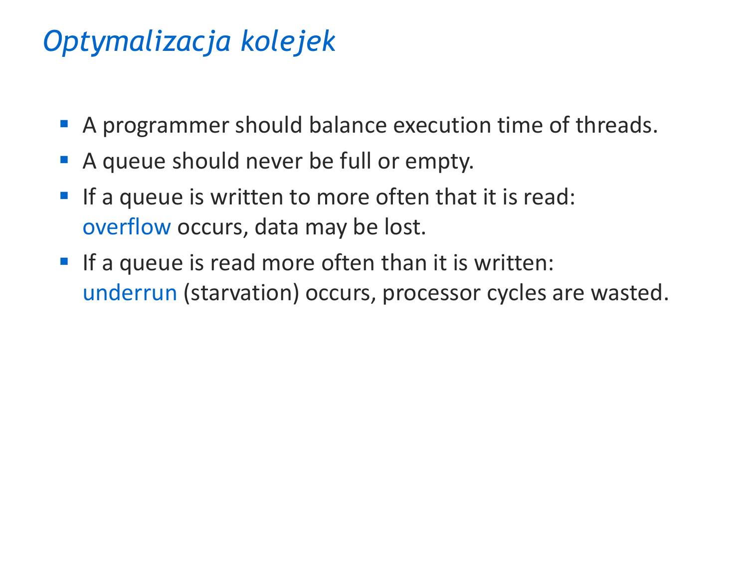# *Optymalizacja kolejek*

- A programmer should balance execution time of threads.
- A queue should never be full or empty.
- If a queue is written to more often that it is read: overflow occurs, data may be lost.
- If a queue is read more often than it is written: underrun (starvation) occurs, processor cycles are wasted.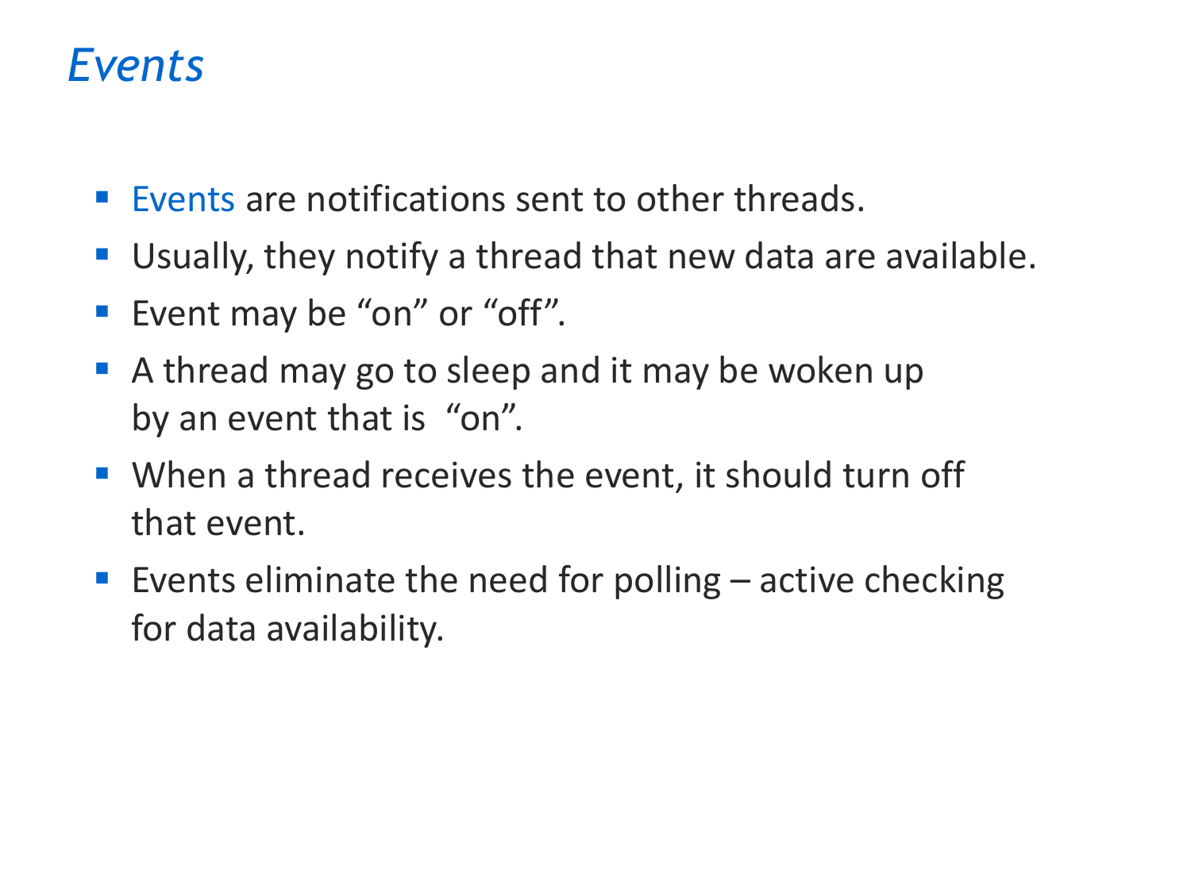# *Events*

- Events are notifications sent to other threads.
- Usually, they notify a thread that new data are available.
- Event may be “on” or “off”.
- A thread may go to sleep and it may be woken up by an event that is “on”.
- When a thread receives the event, it should turn off that event.
- Events eliminate the need for polling – active checking for data availability.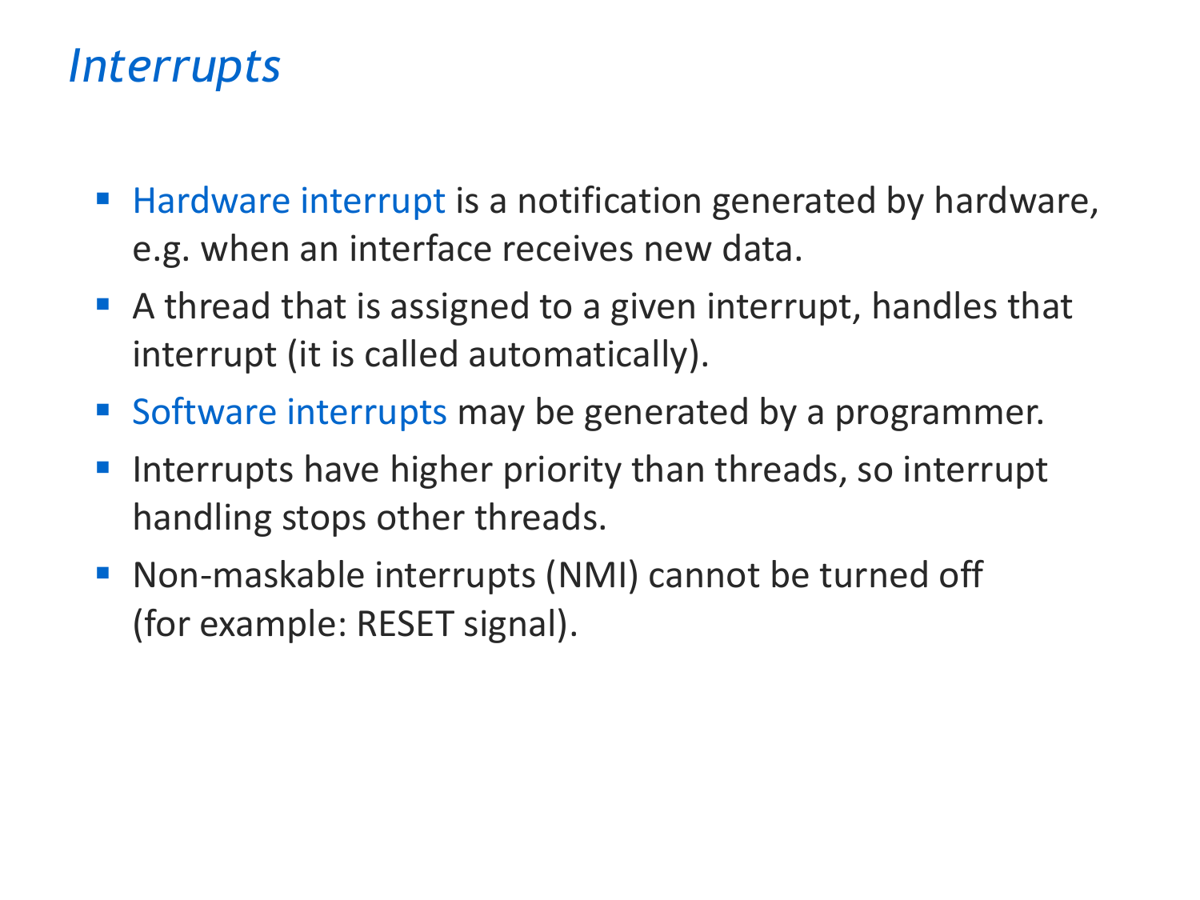# *Interrupts*

- Hardware interrupt is a notification generated by hardware, e.g. when an interface receives new data.
- A thread that is assigned to a given interrupt, handles that interrupt (it is called automatically).
- Software interrupts may be generated by a programmer.
- Interrupts have higher priority than threads, so interrupt handling stops other threads.
- Non-maskable interrupts (NMI) cannot be turned off (for example: RESET signal).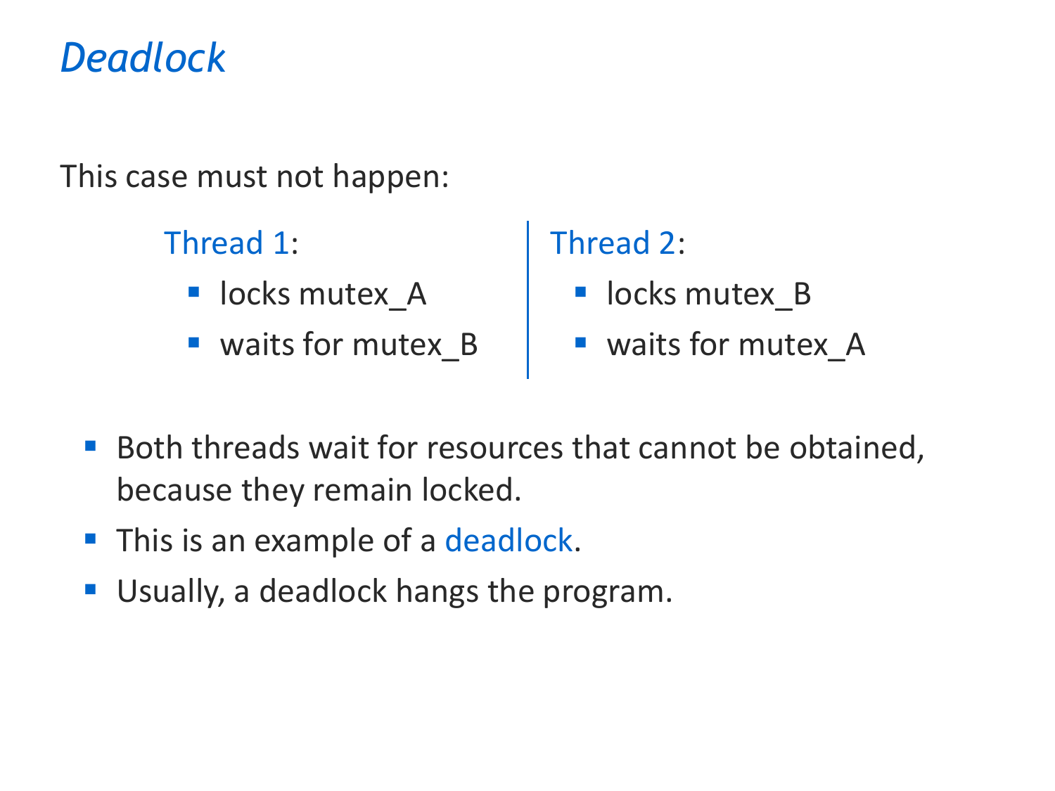# *Deadlock*

This case must not happen:

**Thread 1**:

- locks mutex_A
- waits for mutex_B

**Thread 2**:

- locks mutex_B
- waits for mutex_A

- Both threads wait for resources that cannot be obtained, because they remain locked.
- This is an example of a deadlock.
- Usually, a deadlock hangs the program.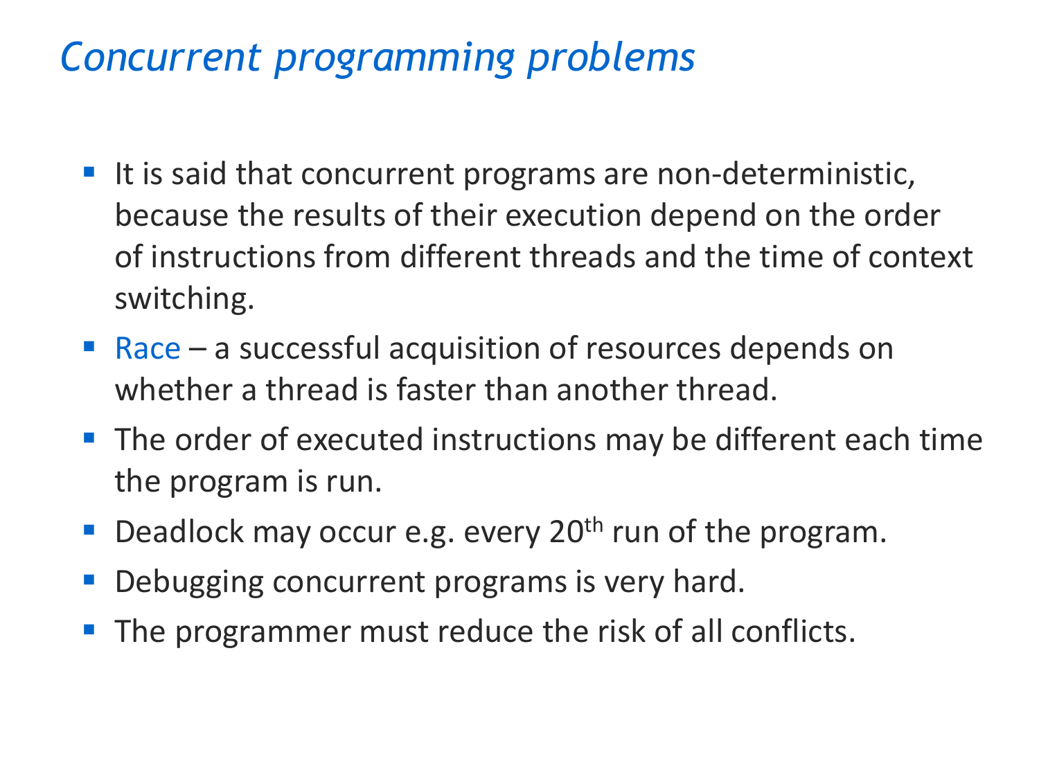# *Concurrent programming problems*

- It is said that concurrent programs are non-deterministic, because the results of their execution depend on the order of instructions from different threads and the time of context switching.
- Race – a successful acquisition of resources depends on whether a thread is faster than another thread.
- The order of executed instructions may be different each time the program is run.
- Deadlock may occur e.g. every $20^{th}$ run of the program.
- Debugging concurrent programs is very hard.
- The programmer must reduce the risk of all conflicts.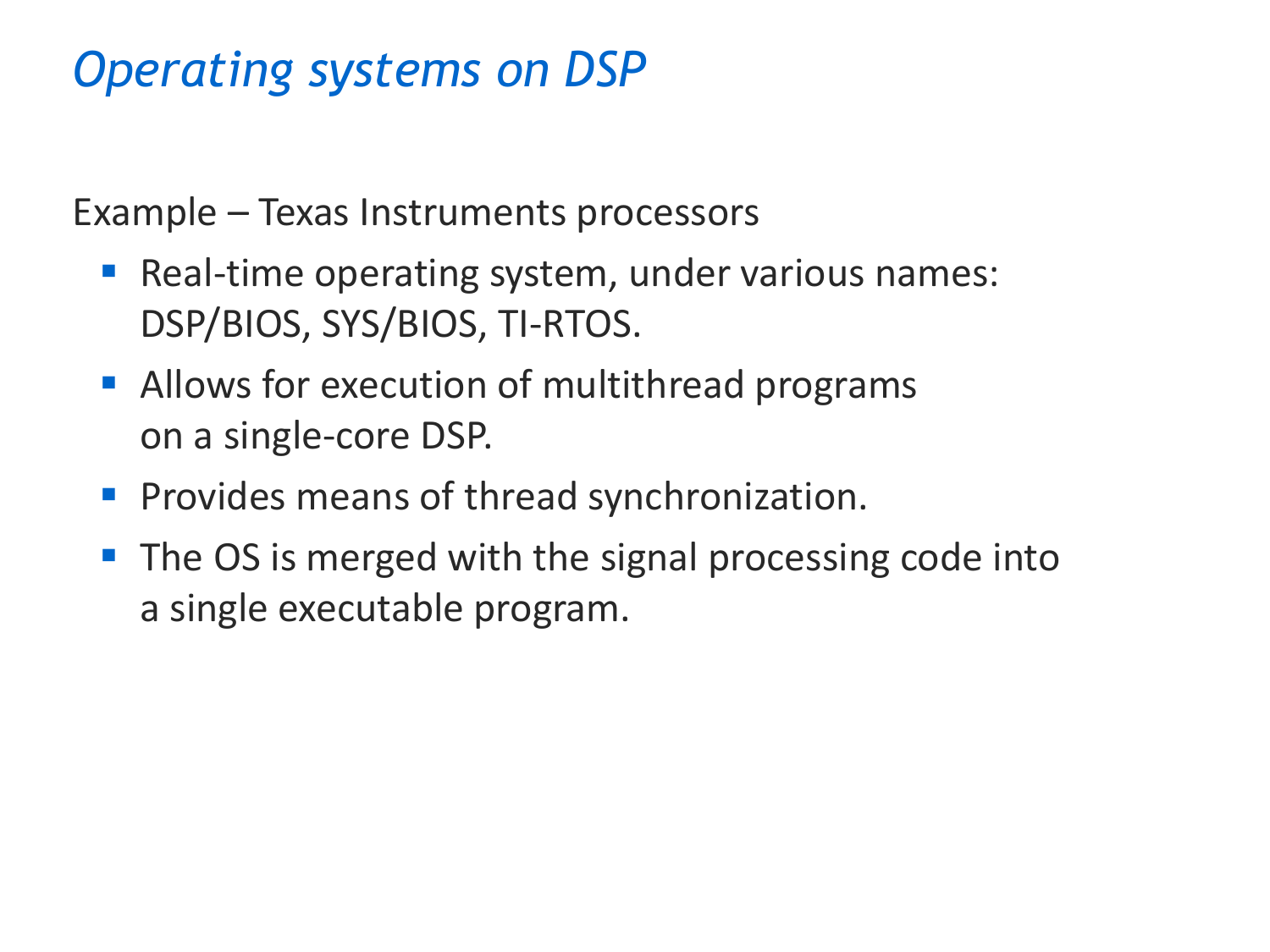# *Operating systems on DSP*

Example – Texas Instruments processors

- Real-time operating system, under various names: DSP/BIOS, SYS/BIOS, TI-RTOS.
- Allows for execution of multithread programs on a single-core DSP.
- Provides means of thread synchronization.
- The OS is merged with the signal processing code into a single executable program.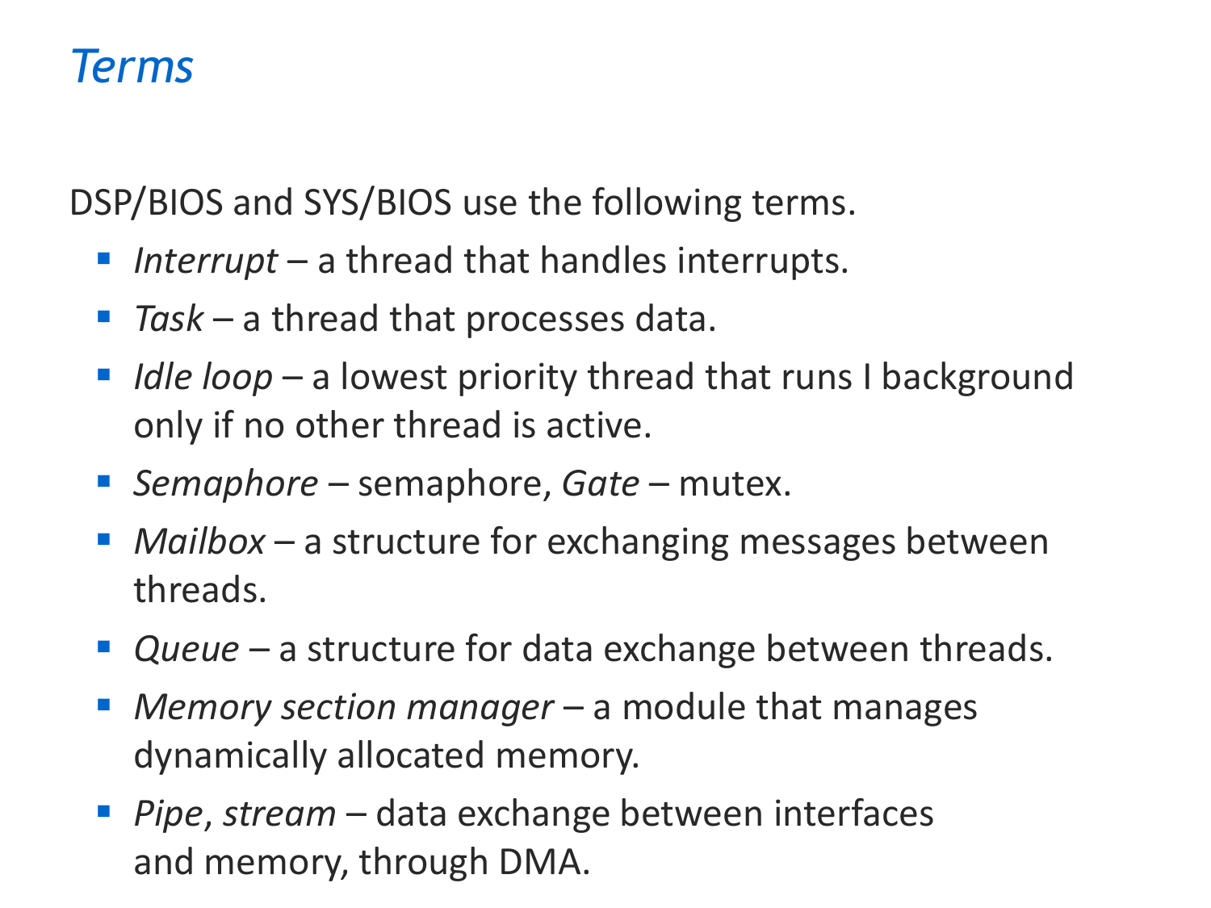# Terms

DSP/BIOS and SYS/BIOS use the following terms.

- *Interrupt* – a thread that handles interrupts.
- *Task* – a thread that processes data.
- *Idle loop* – a lowest priority thread that runs I background only if no other thread is active.
- *Semaphore* – semaphore, *Gate* – mutex.
- *Mailbox* – a structure for exchanging messages between threads.
- *Queue* – a structure for data exchange between threads.
- *Memory section manager* – a module that manages dynamically allocated memory.
- *Pipe*, *stream* – data exchange between interfaces and memory, through DMA.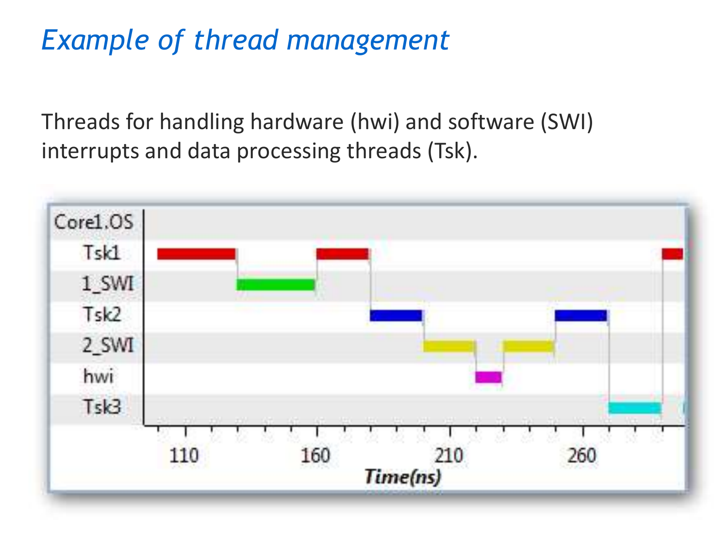# *Example of thread management*

Threads for handling hardware (hwi) and software (SWI) interrupts and data processing threads (Tsk).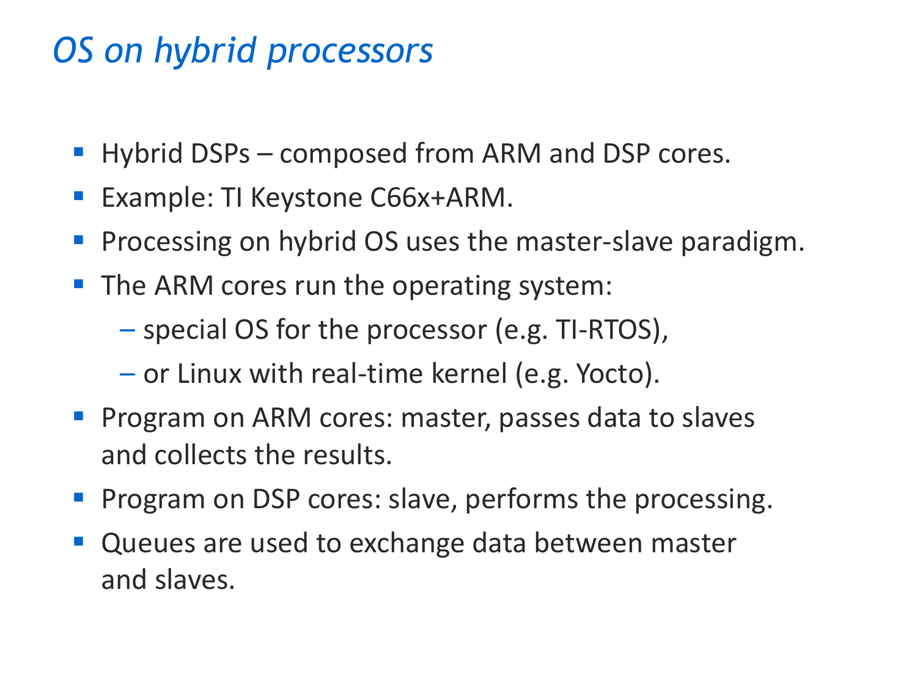# *OS on hybrid processors*

- Hybrid DSPs – composed from ARM and DSP cores.
- Example: TI Keystone C66x+ARM.
- Processing on hybrid OS uses the master-slave paradigm.
- The ARM cores run the operating system:
  - special OS for the processor (e.g. TI-RTOS),
  - or Linux with real-time kernel (e.g. Yocto).
- Program on ARM cores: master, passes data to slaves and collects the results.
- Program on DSP cores: slave, performs the processing.
- Queues are used to exchange data between master and slaves.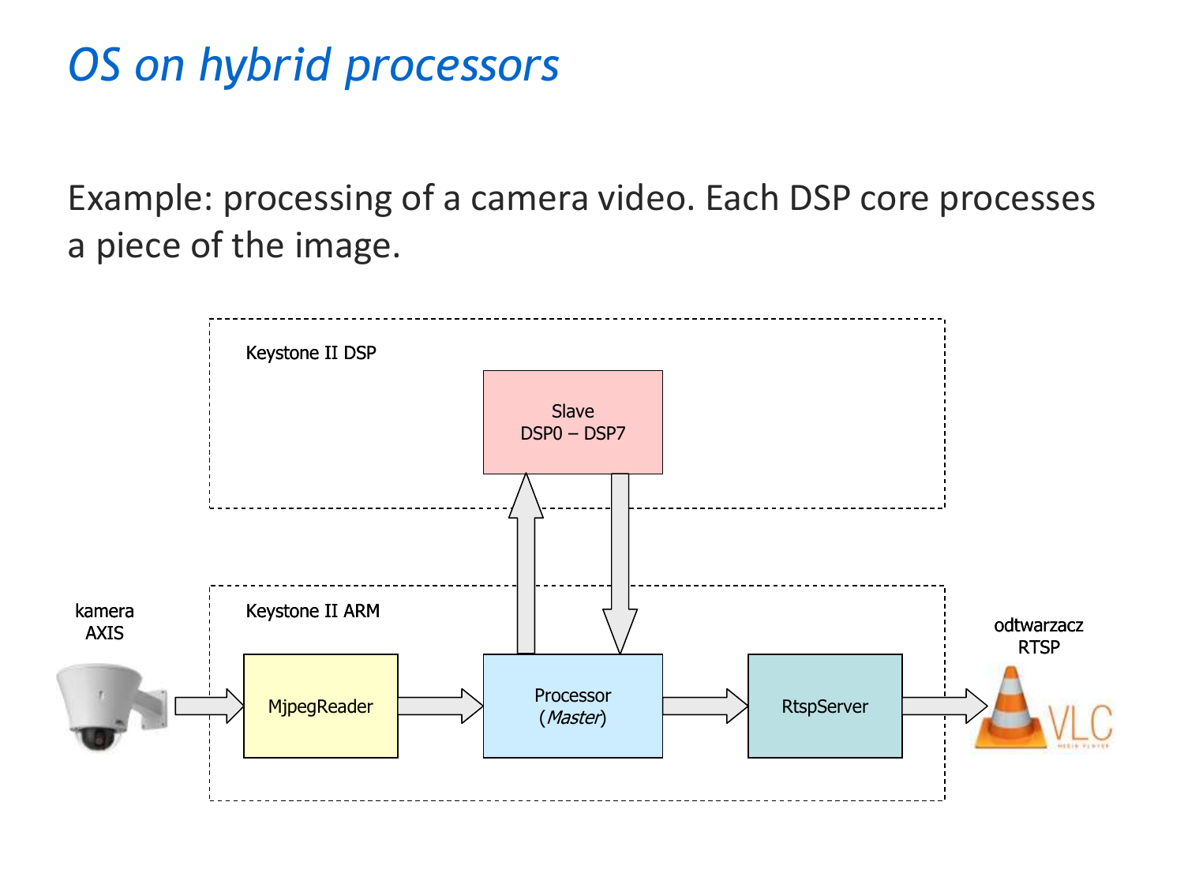# OS on hybrid processors

Example: processing of a camera video. Each DSP core processes a piece of the image.

Keystone II DSP

Slave
DSP0 – DSP7

kamera
AXIS

Keystone II ARM

MjpegReader

Processor
(*Master*)

RtspServer

odtwarzacz
RTSP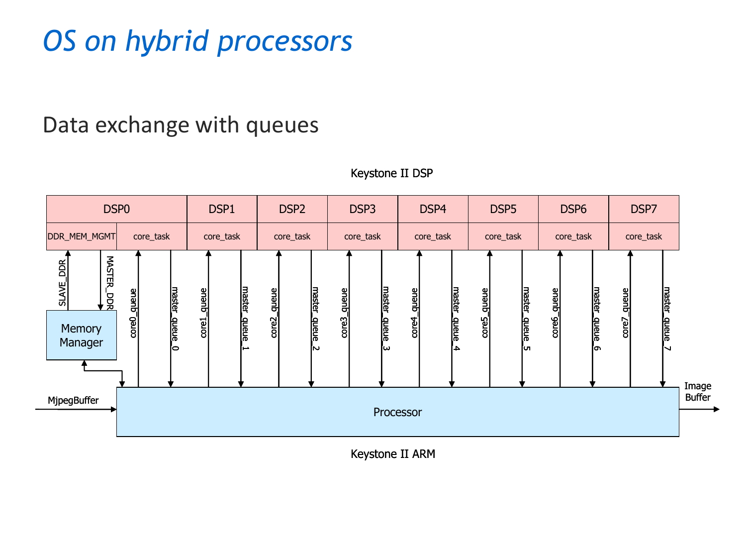# OS on hybrid processors

## Data exchange with queues

Keystone II DSP

| DSP0 | | DSP1 | DSP2 | DSP3 | DSP4 | DSP5 | DSP6 | DSP7 |
|---|---|---|---|---|---|---|---|---|
| DDR_MEM_MGMT | core_task | core_task | core_task | core_task | core_task | core_task | core_task | core_task |

SLAVE_DDR, MASTER_DDR, core0_queue, master_queue_0, core1_queue, master_queue_1, core2_queue, master_queue_2, core3_queue, master_queue_3, core4_queue, master_queue_4, core5_queue, master_queue_5, core6_queue, master_queue_6, core7_queue, master_queue_7

Memory Manager

MjpegBuffer → Processor → Image Buffer

Keystone II ARM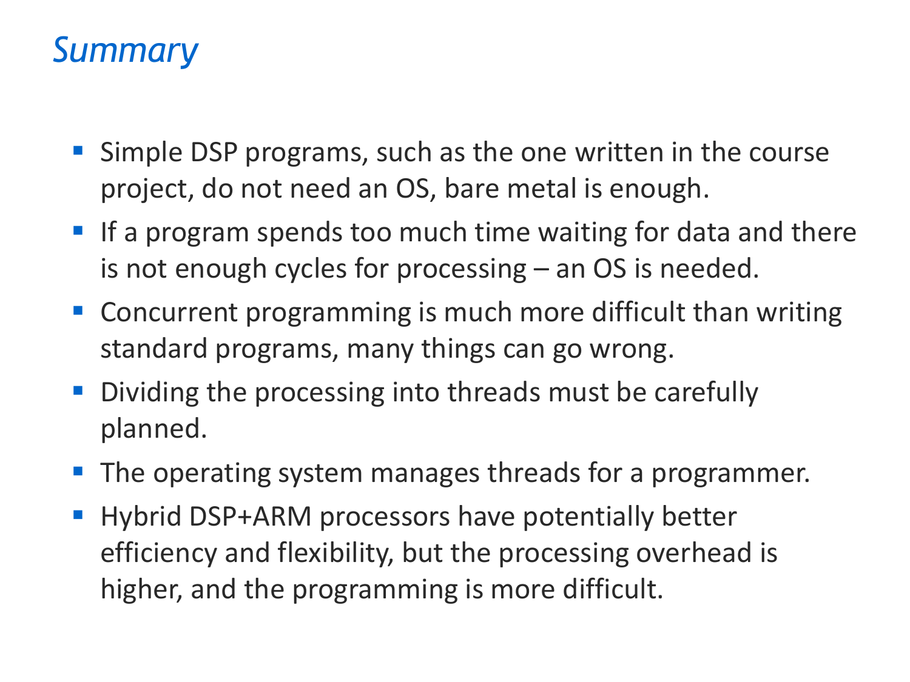# *Summary*

- Simple DSP programs, such as the one written in the course project, do not need an OS, bare metal is enough.
- If a program spends too much time waiting for data and there is not enough cycles for processing – an OS is needed.
- Concurrent programming is much more difficult than writing standard programs, many things can go wrong.
- Dividing the processing into threads must be carefully planned.
- The operating system manages threads for a programmer.
- Hybrid DSP+ARM processors have potentially better efficiency and flexibility, but the processing overhead is higher, and the programming is more difficult.